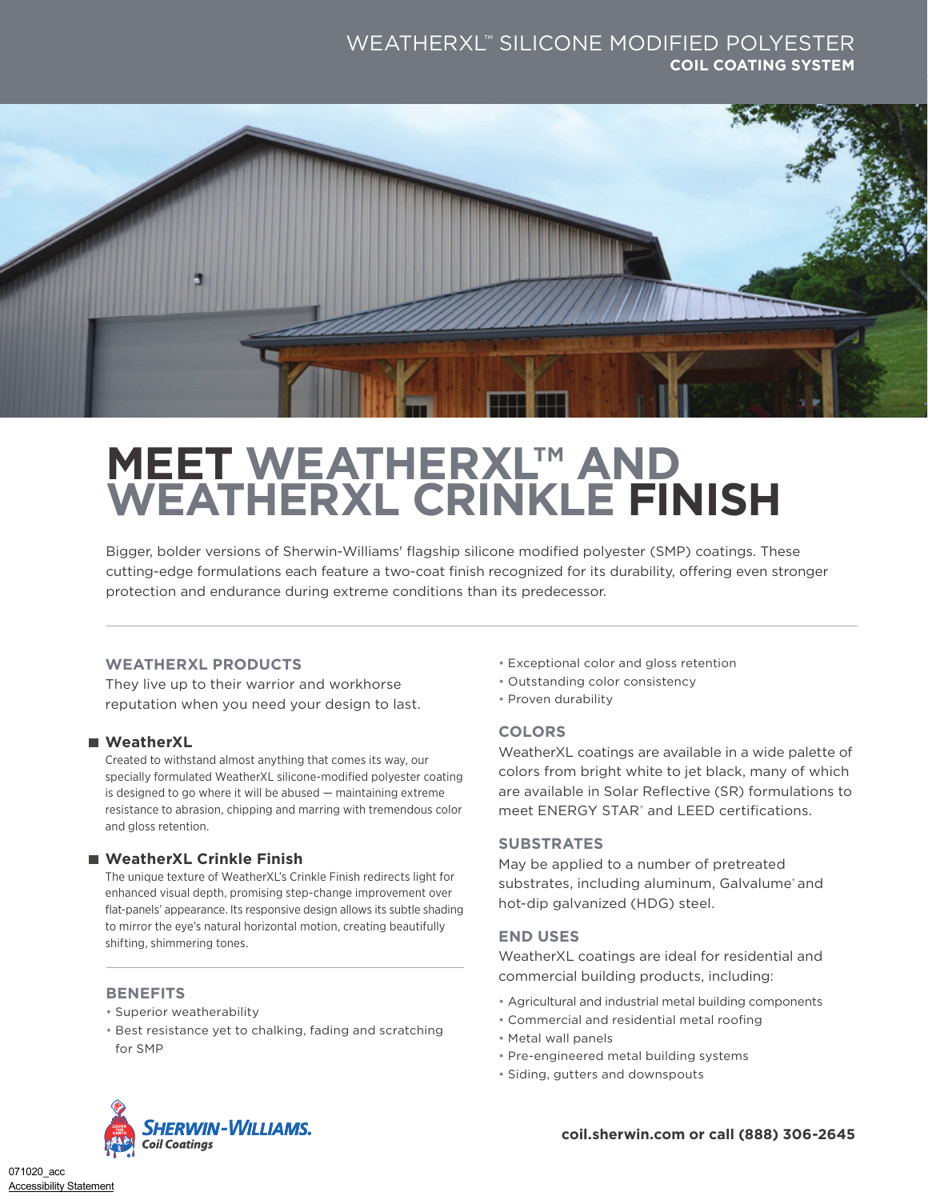# WEATHERXL™ SILICONE MODIFIED POLYESTER
## COIL COATING SYSTEM

# MEET WEATHERXL™ AND WEATHERXL CRINKLE FINISH

Bigger, bolder versions of Sherwin-Williams' flagship silicone modified polyester (SMP) coatings. These cutting-edge formulations each feature a two-coat finish recognized for its durability, offering even stronger protection and endurance during extreme conditions than its predecessor.

## WEATHERXL PRODUCTS

They live up to their warrior and workhorse reputation when you need your design to last.

### WeatherXL

Created to withstand almost anything that comes its way, our specially formulated WeatherXL silicone-modified polyester coating is designed to go where it will be abused — maintaining extreme resistance to abrasion, chipping and marring with tremendous color and gloss retention.

### WeatherXL Crinkle Finish

The unique texture of WeatherXL's Crinkle Finish redirects light for enhanced visual depth, promising step-change improvement over flat-panels' appearance. Its responsive design allows its subtle shading to mirror the eye's natural horizontal motion, creating beautifully shifting, shimmering tones.

## BENEFITS

- Superior weatherability
- Best resistance yet to chalking, fading and scratching for SMP
- Exceptional color and gloss retention
- Outstanding color consistency
- Proven durability

## COLORS

WeatherXL coatings are available in a wide palette of colors from bright white to jet black, many of which are available in Solar Reflective (SR) formulations to meet ENERGY STAR® and LEED certifications.

## SUBSTRATES

May be applied to a number of pretreated substrates, including aluminum, Galvalume® and hot-dip galvanized (HDG) steel.

## END USES

WeatherXL coatings are ideal for residential and commercial building products, including:

- Agricultural and industrial metal building components
- Commercial and residential metal roofing
- Metal wall panels
- Pre-engineered metal building systems
- Siding, gutters and downspouts

SHERWIN-WILLIAMS. Coil Coatings

**coil.sherwin.com or call (888) 306-2645**

071020_acc

Accessibility Statement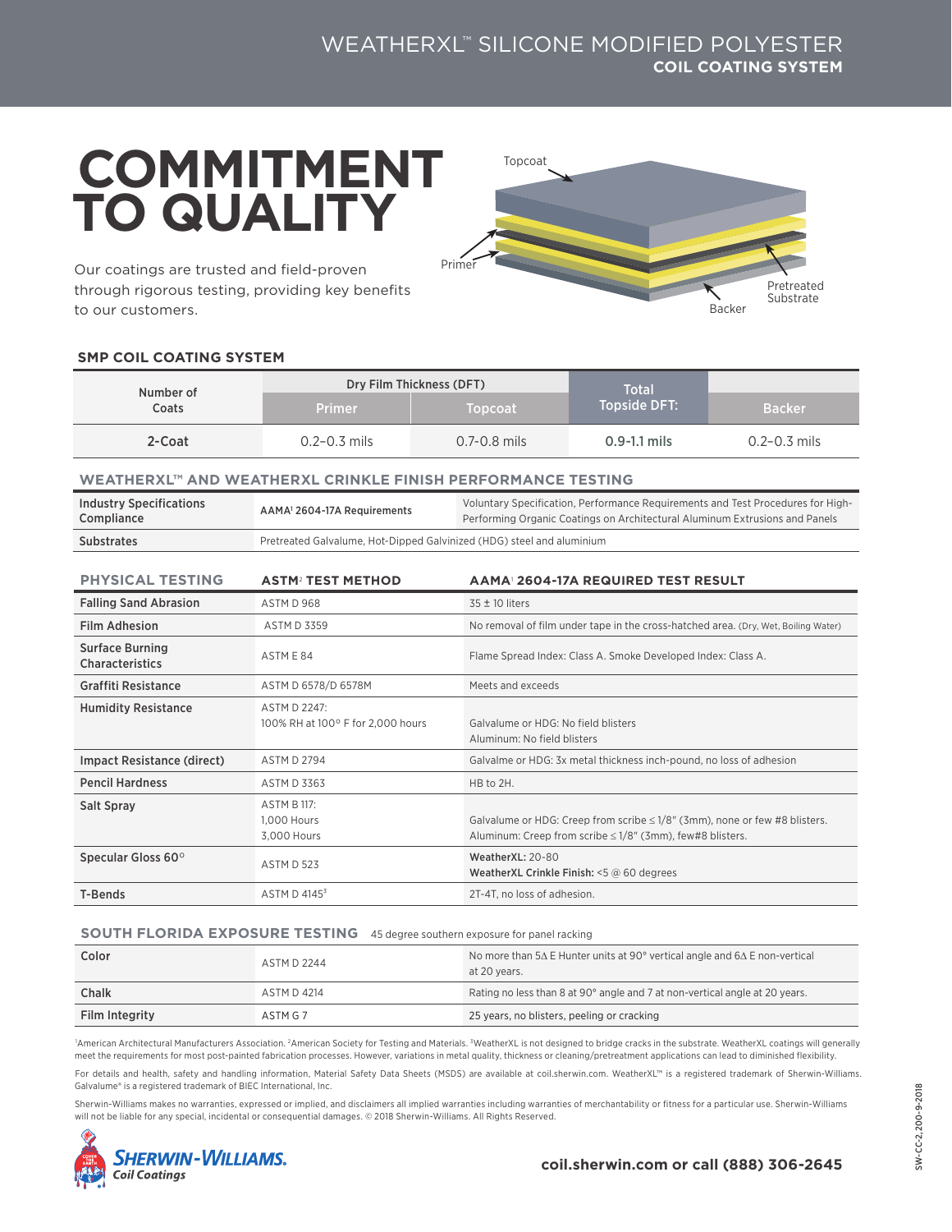# WEATHERXL™ SILICONE MODIFIED POLYESTER
## COIL COATING SYSTEM

# COMMITMENT TO QUALITY

Our coatings are trusted and field-proven through rigorous testing, providing key benefits to our customers.

Topcoat
Primer
Pretreated Substrate
Backer

## SMP COIL COATING SYSTEM

| Number of Coats | Dry Film Thickness (DFT) | | Total Topside DFT: | Backer |
|---|---|---|---|---|
| | Primer | Topcoat | | |
| 2-Coat | 0.2–0.3 mils | 0.7–0.8 mils | 0.9-1.1 mils | 0.2–0.3 mils |

## WEATHERXL™ AND WEATHERXL CRINKLE FINISH PERFORMANCE TESTING

| | | |
|---|---|---|
| Industry Specifications Compliance | AAMA[1] 2604-17A Requirements | Voluntary Specification, Performance Requirements and Test Procedures for High-Performing Organic Coatings on Architectural Aluminum Extrusions and Panels |
| Substrates | Pretreated Galvalume, Hot-Dipped Galvinized (HDG) steel and aluminium | |

| PHYSICAL TESTING | ASTM[2] TEST METHOD | AAMA[1] 2604-17A REQUIRED TEST RESULT |
|---|---|---|
| Falling Sand Abrasion | ASTM D 968 | 35 ± 10 liters |
| Film Adhesion | ASTM D 3359 | No removal of film under tape in the cross-hatched area. (Dry, Wet, Boiling Water) |
| Surface Burning Characteristics | ASTM E 84 | Flame Spread Index: Class A. Smoke Developed Index: Class A. |
| Graffiti Resistance | ASTM D 6578/D 6578M | Meets and exceeds |
| Humidity Resistance | ASTM D 2247: 100% RH at 100° F for 2,000 hours | Galvalume or HDG: No field blisters<br>Aluminum: No field blisters |
| Impact Resistance (direct) | ASTM D 2794 | Galvalme or HDG: 3x metal thickness inch-pound, no loss of adhesion |
| Pencil Hardness | ASTM D 3363 | HB to 2H. |
| Salt Spray | ASTM B 117:<br>1,000 Hours<br>3,000 Hours | Galvalume or HDG: Creep from scribe ≤ 1/8" (3mm), none or few #8 blisters.<br>Aluminum: Creep from scribe ≤ 1/8" (3mm), few#8 blisters. |
| Specular Gloss 60° | ASTM D 523 | **WeatherXL:** 20-80<br>**WeatherXL Crinkle Finish:** <5 @ 60 degrees |
| T-Bends | ASTM D 4145[3] | 2T-4T, no loss of adhesion. |

## SOUTH FLORIDA EXPOSURE TESTING
45 degree southern exposure for panel racking

| | | |
|---|---|---|
| Color | ASTM D 2244 | No more than 5Δ E Hunter units at 90° vertical angle and 6Δ E non-vertical at 20 years. |
| Chalk | ASTM D 4214 | Rating no less than 8 at 90° angle and 7 at non-vertical angle at 20 years. |
| Film Integrity | ASTM G 7 | 25 years, no blisters, peeling or cracking |

[1]American Architectural Manufacturers Association. [2]American Society for Testing and Materials. [3]WeatherXL is not designed to bridge cracks in the substrate. WeatherXL coatings will generally meet the requirements for most post-painted fabrication processes. However, variations in metal quality, thickness or cleaning/pretreatment applications can lead to diminished flexibility.

For details and health, safety and handling information, Material Safety Data Sheets (MSDS) are available at coil.sherwin.com. WeatherXL™ is a registered trademark of Sherwin-Williams. Galvalume® is a registered trademark of BIEC International, Inc.

Sherwin-Williams makes no warranties, expressed or implied, and disclaimers all implied warranties including warranties of merchantability or fitness for a particular use. Sherwin-Williams will not be liable for any special, incidental or consequential damages. © 2018 Sherwin-Williams. All Rights Reserved.

SHERWIN-WILLIAMS. Coil Coatings

**coil.sherwin.com or call (888) 306-2645**

SW-CC-2,200-9-2018